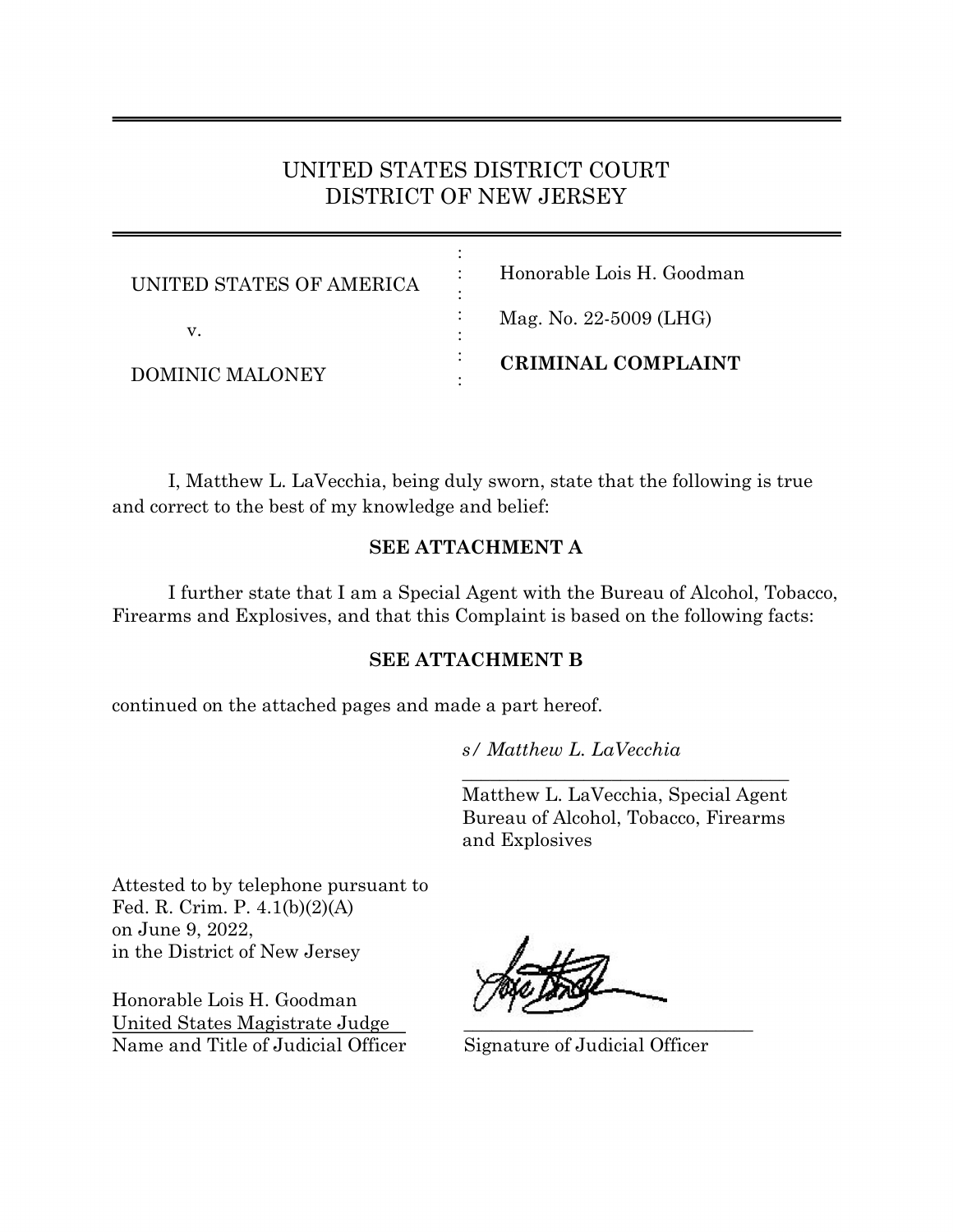# UNITED STATES DISTRICT COURT
# DISTRICT OF NEW JERSEY

| | |
|---|---|
| UNITED STATES OF AMERICA | Honorable Lois H. Goodman |
| v. | Mag. No. 22-5009 (LHG) |
| DOMINIC MALONEY | **CRIMINAL COMPLAINT** |

I, Matthew L. LaVecchia, being duly sworn, state that the following is true and correct to the best of my knowledge and belief:

**SEE ATTACHMENT A**

I further state that I am a Special Agent with the Bureau of Alcohol, Tobacco, Firearms and Explosives, and that this Complaint is based on the following facts:

**SEE ATTACHMENT B**

continued on the attached pages and made a part hereof.

*s/ Matthew L. LaVecchia*

Matthew L. LaVecchia, Special Agent
Bureau of Alcohol, Tobacco, Firearms and Explosives

Attested to by telephone pursuant to Fed. R. Crim. P. 4.1(b)(2)(A) on June 9, 2022, in the District of New Jersey

Honorable Lois H. Goodman
United States Magistrate Judge
Name and Title of Judicial Officer

Signature of Judicial Officer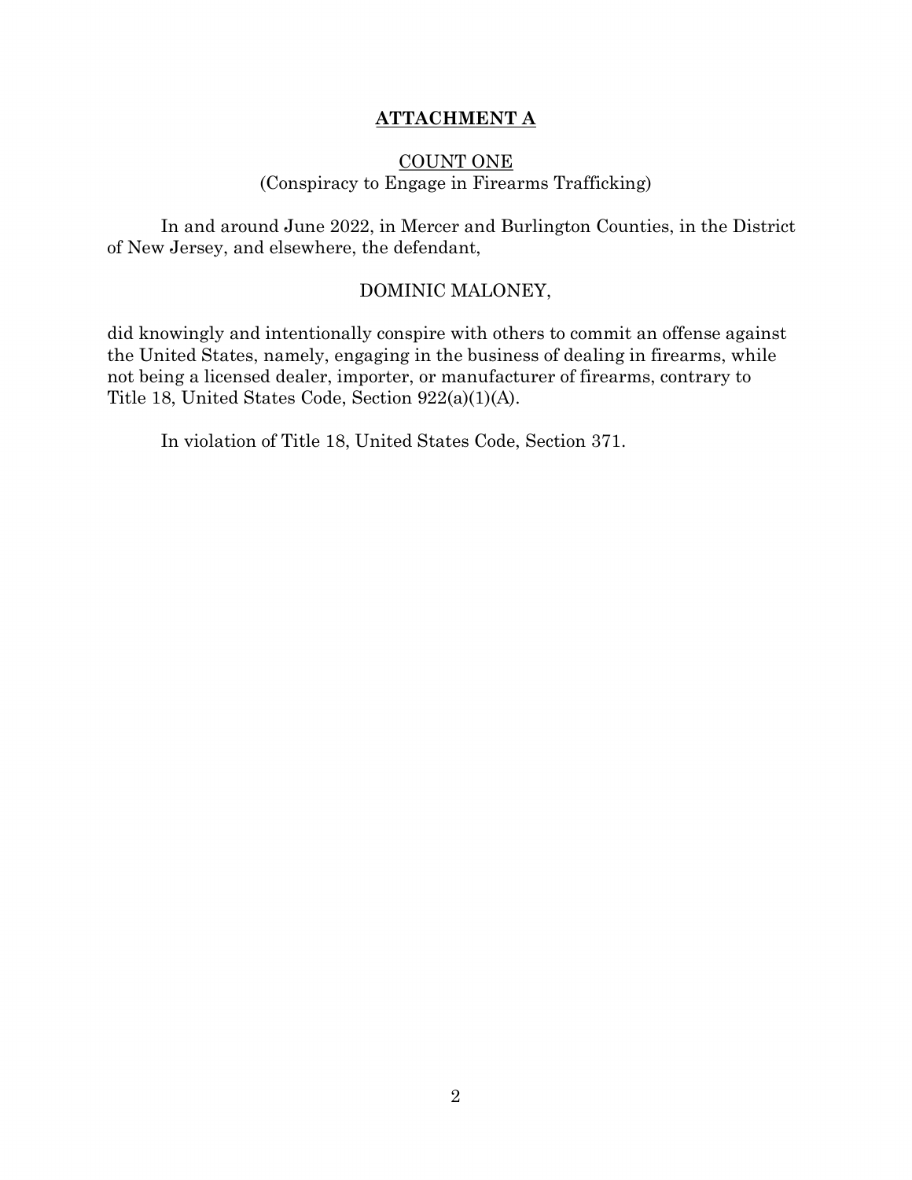# **ATTACHMENT A**

## COUNT ONE
(Conspiracy to Engage in Firearms Trafficking)

In and around June 2022, in Mercer and Burlington Counties, in the District of New Jersey, and elsewhere, the defendant,

DOMINIC MALONEY,

did knowingly and intentionally conspire with others to commit an offense against the United States, namely, engaging in the business of dealing in firearms, while not being a licensed dealer, importer, or manufacturer of firearms, contrary to Title 18, United States Code, Section 922(a)(1)(A).

In violation of Title 18, United States Code, Section 371.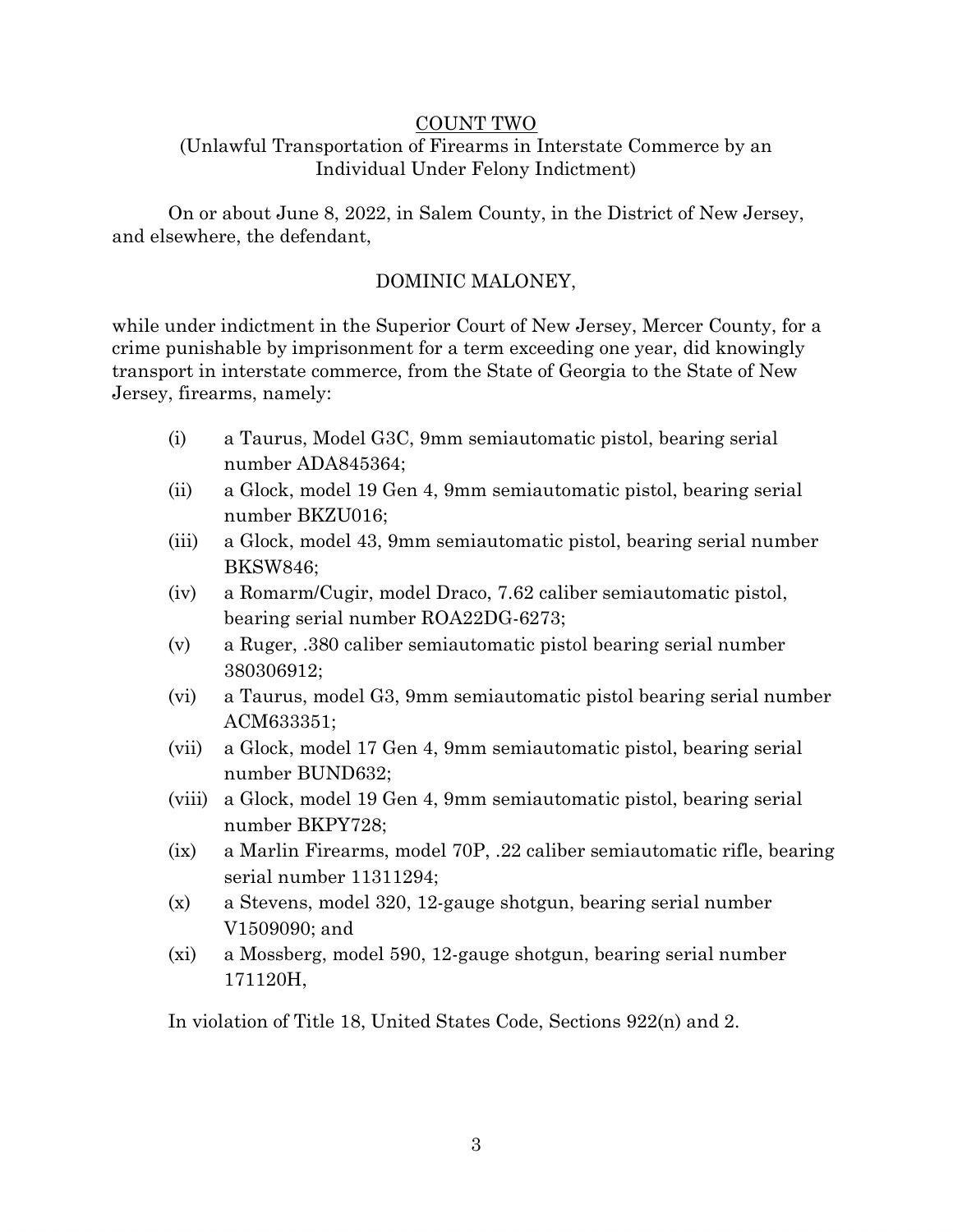<u>COUNT TWO</u>

(Unlawful Transportation of Firearms in Interstate Commerce by an Individual Under Felony Indictment)

On or about June 8, 2022, in Salem County, in the District of New Jersey, and elsewhere, the defendant,

DOMINIC MALONEY,

while under indictment in the Superior Court of New Jersey, Mercer County, for a crime punishable by imprisonment for a term exceeding one year, did knowingly transport in interstate commerce, from the State of Georgia to the State of New Jersey, firearms, namely:

- (i) a Taurus, Model G3C, 9mm semiautomatic pistol, bearing serial number ADA845364;
- (ii) a Glock, model 19 Gen 4, 9mm semiautomatic pistol, bearing serial number BKZU016;
- (iii) a Glock, model 43, 9mm semiautomatic pistol, bearing serial number BKSW846;
- (iv) a Romarm/Cugir, model Draco, 7.62 caliber semiautomatic pistol, bearing serial number ROA22DG-6273;
- (v) a Ruger, .380 caliber semiautomatic pistol bearing serial number 380306912;
- (vi) a Taurus, model G3, 9mm semiautomatic pistol bearing serial number ACM633351;
- (vii) a Glock, model 17 Gen 4, 9mm semiautomatic pistol, bearing serial number BUND632;
- (viii) a Glock, model 19 Gen 4, 9mm semiautomatic pistol, bearing serial number BKPY728;
- (ix) a Marlin Firearms, model 70P, .22 caliber semiautomatic rifle, bearing serial number 11311294;
- (x) a Stevens, model 320, 12-gauge shotgun, bearing serial number V1509090; and
- (xi) a Mossberg, model 590, 12-gauge shotgun, bearing serial number 171120H,

In violation of Title 18, United States Code, Sections 922(n) and 2.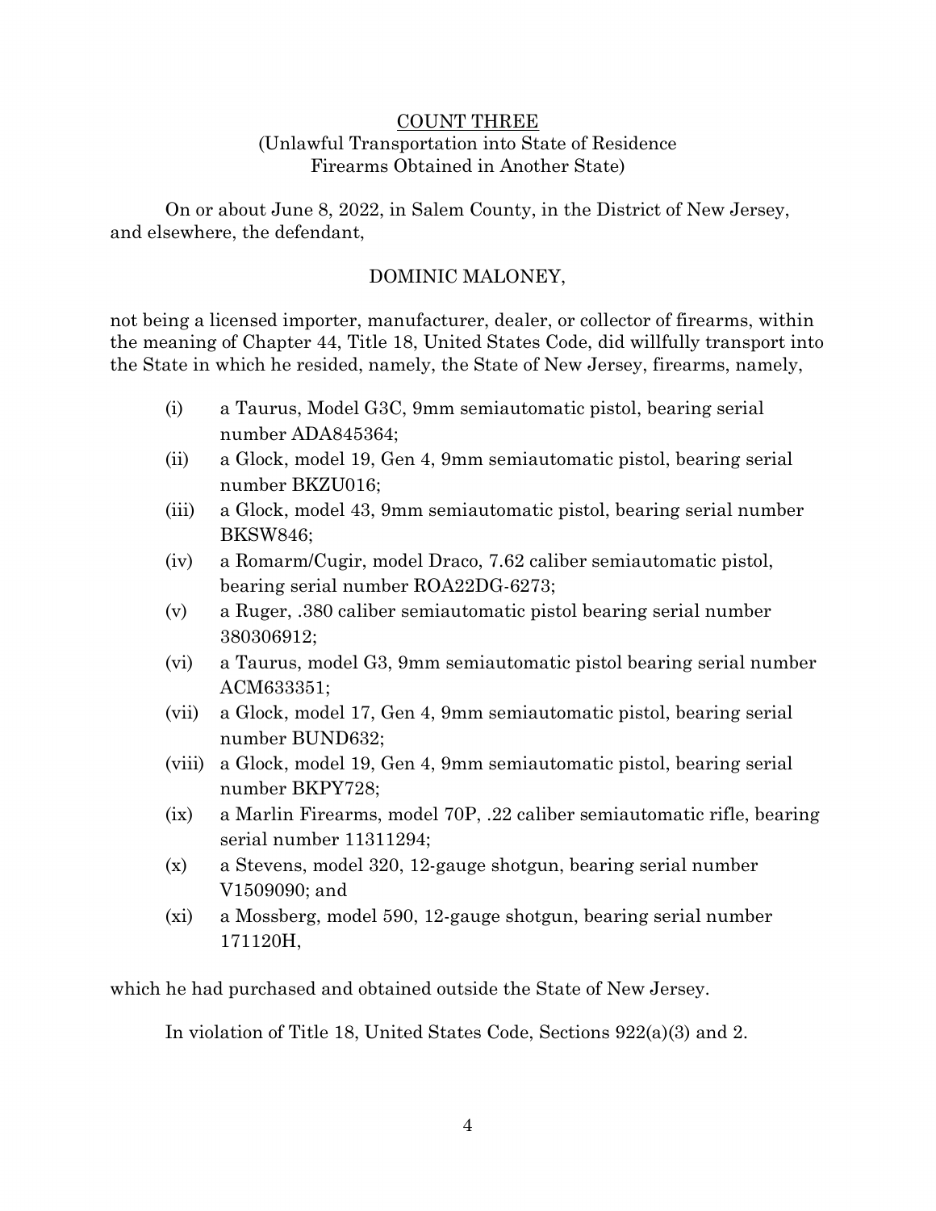## COUNT THREE

(Unlawful Transportation into State of Residence Firearms Obtained in Another State)

On or about June 8, 2022, in Salem County, in the District of New Jersey, and elsewhere, the defendant,

DOMINIC MALONEY,

not being a licensed importer, manufacturer, dealer, or collector of firearms, within the meaning of Chapter 44, Title 18, United States Code, did willfully transport into the State in which he resided, namely, the State of New Jersey, firearms, namely,

(i) a Taurus, Model G3C, 9mm semiautomatic pistol, bearing serial number ADA845364;

(ii) a Glock, model 19, Gen 4, 9mm semiautomatic pistol, bearing serial number BKZU016;

(iii) a Glock, model 43, 9mm semiautomatic pistol, bearing serial number BKSW846;

(iv) a Romarm/Cugir, model Draco, 7.62 caliber semiautomatic pistol, bearing serial number ROA22DG-6273;

(v) a Ruger, .380 caliber semiautomatic pistol bearing serial number 380306912;

(vi) a Taurus, model G3, 9mm semiautomatic pistol bearing serial number ACM633351;

(vii) a Glock, model 17, Gen 4, 9mm semiautomatic pistol, bearing serial number BUND632;

(viii) a Glock, model 19, Gen 4, 9mm semiautomatic pistol, bearing serial number BKPY728;

(ix) a Marlin Firearms, model 70P, .22 caliber semiautomatic rifle, bearing serial number 11311294;

(x) a Stevens, model 320, 12-gauge shotgun, bearing serial number V1509090; and

(xi) a Mossberg, model 590, 12-gauge shotgun, bearing serial number 171120H,

which he had purchased and obtained outside the State of New Jersey.

In violation of Title 18, United States Code, Sections 922(a)(3) and 2.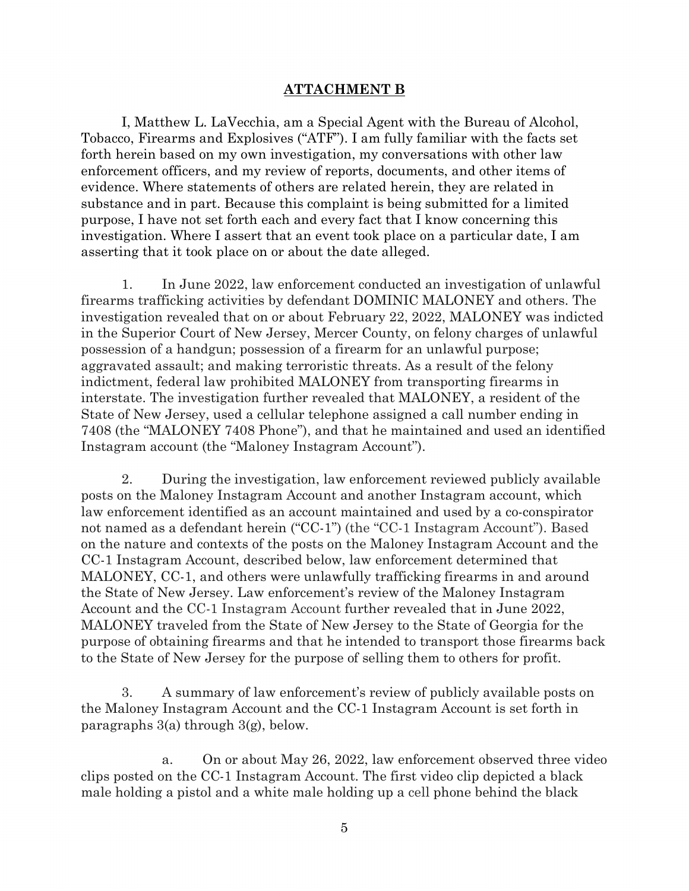## ATTACHMENT B

I, Matthew L. LaVecchia, am a Special Agent with the Bureau of Alcohol, Tobacco, Firearms and Explosives ("ATF"). I am fully familiar with the facts set forth herein based on my own investigation, my conversations with other law enforcement officers, and my review of reports, documents, and other items of evidence. Where statements of others are related herein, they are related in substance and in part. Because this complaint is being submitted for a limited purpose, I have not set forth each and every fact that I know concerning this investigation. Where I assert that an event took place on a particular date, I am asserting that it took place on or about the date alleged.

1. In June 2022, law enforcement conducted an investigation of unlawful firearms trafficking activities by defendant DOMINIC MALONEY and others. The investigation revealed that on or about February 22, 2022, MALONEY was indicted in the Superior Court of New Jersey, Mercer County, on felony charges of unlawful possession of a handgun; possession of a firearm for an unlawful purpose; aggravated assault; and making terroristic threats. As a result of the felony indictment, federal law prohibited MALONEY from transporting firearms in interstate. The investigation further revealed that MALONEY, a resident of the State of New Jersey, used a cellular telephone assigned a call number ending in 7408 (the "MALONEY 7408 Phone"), and that he maintained and used an identified Instagram account (the "Maloney Instagram Account").

2. During the investigation, law enforcement reviewed publicly available posts on the Maloney Instagram Account and another Instagram account, which law enforcement identified as an account maintained and used by a co-conspirator not named as a defendant herein ("CC-1") (the "CC-1 Instagram Account"). Based on the nature and contexts of the posts on the Maloney Instagram Account and the CC-1 Instagram Account, described below, law enforcement determined that MALONEY, CC-1, and others were unlawfully trafficking firearms in and around the State of New Jersey. Law enforcement's review of the Maloney Instagram Account and the CC-1 Instagram Account further revealed that in June 2022, MALONEY traveled from the State of New Jersey to the State of Georgia for the purpose of obtaining firearms and that he intended to transport those firearms back to the State of New Jersey for the purpose of selling them to others for profit.

3. A summary of law enforcement's review of publicly available posts on the Maloney Instagram Account and the CC-1 Instagram Account is set forth in paragraphs 3(a) through 3(g), below.

a. On or about May 26, 2022, law enforcement observed three video clips posted on the CC-1 Instagram Account. The first video clip depicted a black male holding a pistol and a white male holding up a cell phone behind the black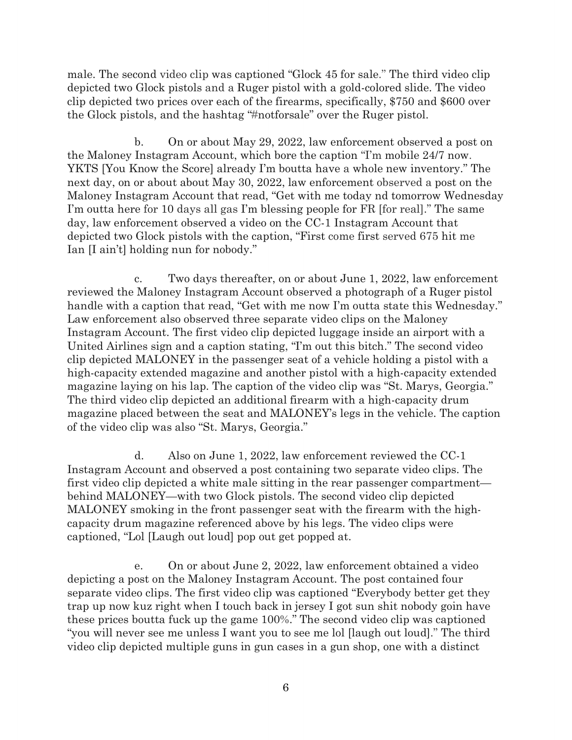male. The second video clip was captioned "Glock 45 for sale." The third video clip depicted two Glock pistols and a Ruger pistol with a gold-colored slide. The video clip depicted two prices over each of the firearms, specifically, $750 and $600 over the Glock pistols, and the hashtag "#notforsale" over the Ruger pistol.

b. On or about May 29, 2022, law enforcement observed a post on the Maloney Instagram Account, which bore the caption "I'm mobile 24/7 now. YKTS [You Know the Score] already I'm boutta have a whole new inventory." The next day, on or about about May 30, 2022, law enforcement observed a post on the Maloney Instagram Account that read, "Get with me today nd tomorrow Wednesday I'm outta here for 10 days all gas I'm blessing people for FR [for real]." The same day, law enforcement observed a video on the CC-1 Instagram Account that depicted two Glock pistols with the caption, "First come first served 675 hit me Ian [I ain't] holding nun for nobody."

c. Two days thereafter, on or about June 1, 2022, law enforcement reviewed the Maloney Instagram Account observed a photograph of a Ruger pistol handle with a caption that read, "Get with me now I'm outta state this Wednesday." Law enforcement also observed three separate video clips on the Maloney Instagram Account. The first video clip depicted luggage inside an airport with a United Airlines sign and a caption stating, "I'm out this bitch." The second video clip depicted MALONEY in the passenger seat of a vehicle holding a pistol with a high-capacity extended magazine and another pistol with a high-capacity extended magazine laying on his lap. The caption of the video clip was "St. Marys, Georgia." The third video clip depicted an additional firearm with a high-capacity drum magazine placed between the seat and MALONEY's legs in the vehicle. The caption of the video clip was also "St. Marys, Georgia."

d. Also on June 1, 2022, law enforcement reviewed the CC-1 Instagram Account and observed a post containing two separate video clips. The first video clip depicted a white male sitting in the rear passenger compartment—behind MALONEY—with two Glock pistols. The second video clip depicted MALONEY smoking in the front passenger seat with the firearm with the high-capacity drum magazine referenced above by his legs. The video clips were captioned, "Lol [Laugh out loud] pop out get popped at.

e. On or about June 2, 2022, law enforcement obtained a video depicting a post on the Maloney Instagram Account. The post contained four separate video clips. The first video clip was captioned "Everybody better get they trap up now kuz right when I touch back in jersey I got sun shit nobody goin have these prices boutta fuck up the game 100%." The second video clip was captioned "you will never see me unless I want you to see me lol [laugh out loud]." The third video clip depicted multiple guns in gun cases in a gun shop, one with a distinct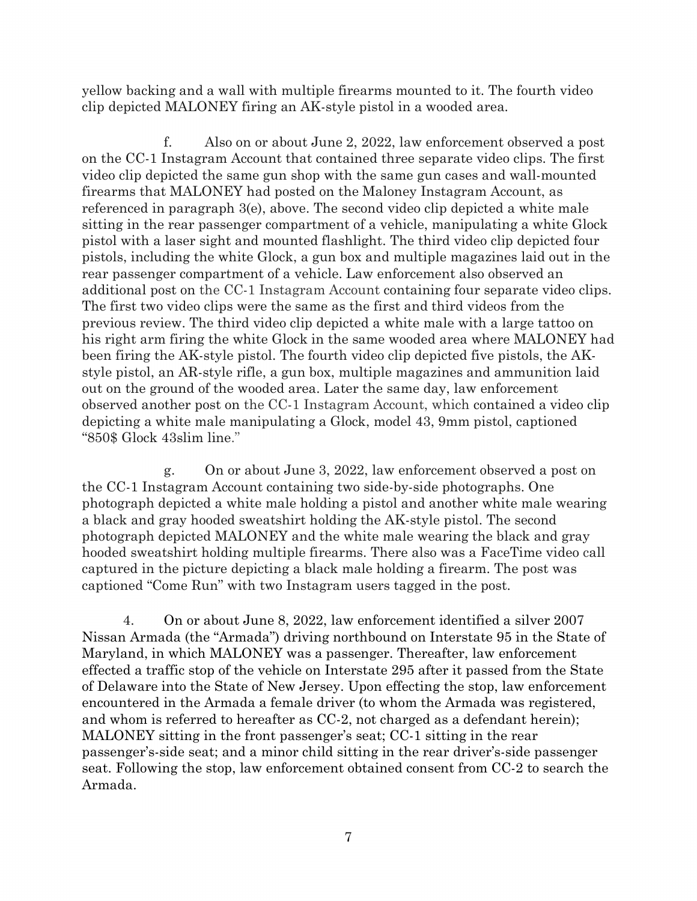yellow backing and a wall with multiple firearms mounted to it. The fourth video clip depicted MALONEY firing an AK-style pistol in a wooded area.

f. Also on or about June 2, 2022, law enforcement observed a post on the CC-1 Instagram Account that contained three separate video clips. The first video clip depicted the same gun shop with the same gun cases and wall-mounted firearms that MALONEY had posted on the Maloney Instagram Account, as referenced in paragraph 3(e), above. The second video clip depicted a white male sitting in the rear passenger compartment of a vehicle, manipulating a white Glock pistol with a laser sight and mounted flashlight. The third video clip depicted four pistols, including the white Glock, a gun box and multiple magazines laid out in the rear passenger compartment of a vehicle. Law enforcement also observed an additional post on the CC-1 Instagram Account containing four separate video clips. The first two video clips were the same as the first and third videos from the previous review. The third video clip depicted a white male with a large tattoo on his right arm firing the white Glock in the same wooded area where MALONEY had been firing the AK-style pistol. The fourth video clip depicted five pistols, the AK-style pistol, an AR-style rifle, a gun box, multiple magazines and ammunition laid out on the ground of the wooded area. Later the same day, law enforcement observed another post on the CC-1 Instagram Account, which contained a video clip depicting a white male manipulating a Glock, model 43, 9mm pistol, captioned "850$ Glock 43slim line."

g. On or about June 3, 2022, law enforcement observed a post on the CC-1 Instagram Account containing two side-by-side photographs. One photograph depicted a white male holding a pistol and another white male wearing a black and gray hooded sweatshirt holding the AK-style pistol. The second photograph depicted MALONEY and the white male wearing the black and gray hooded sweatshirt holding multiple firearms. There also was a FaceTime video call captured in the picture depicting a black male holding a firearm. The post was captioned "Come Run" with two Instagram users tagged in the post.

4. On or about June 8, 2022, law enforcement identified a silver 2007 Nissan Armada (the "Armada") driving northbound on Interstate 95 in the State of Maryland, in which MALONEY was a passenger. Thereafter, law enforcement effected a traffic stop of the vehicle on Interstate 295 after it passed from the State of Delaware into the State of New Jersey. Upon effecting the stop, law enforcement encountered in the Armada a female driver (to whom the Armada was registered, and whom is referred to hereafter as CC-2, not charged as a defendant herein); MALONEY sitting in the front passenger's seat; CC-1 sitting in the rear passenger's-side seat; and a minor child sitting in the rear driver's-side passenger seat. Following the stop, law enforcement obtained consent from CC-2 to search the Armada.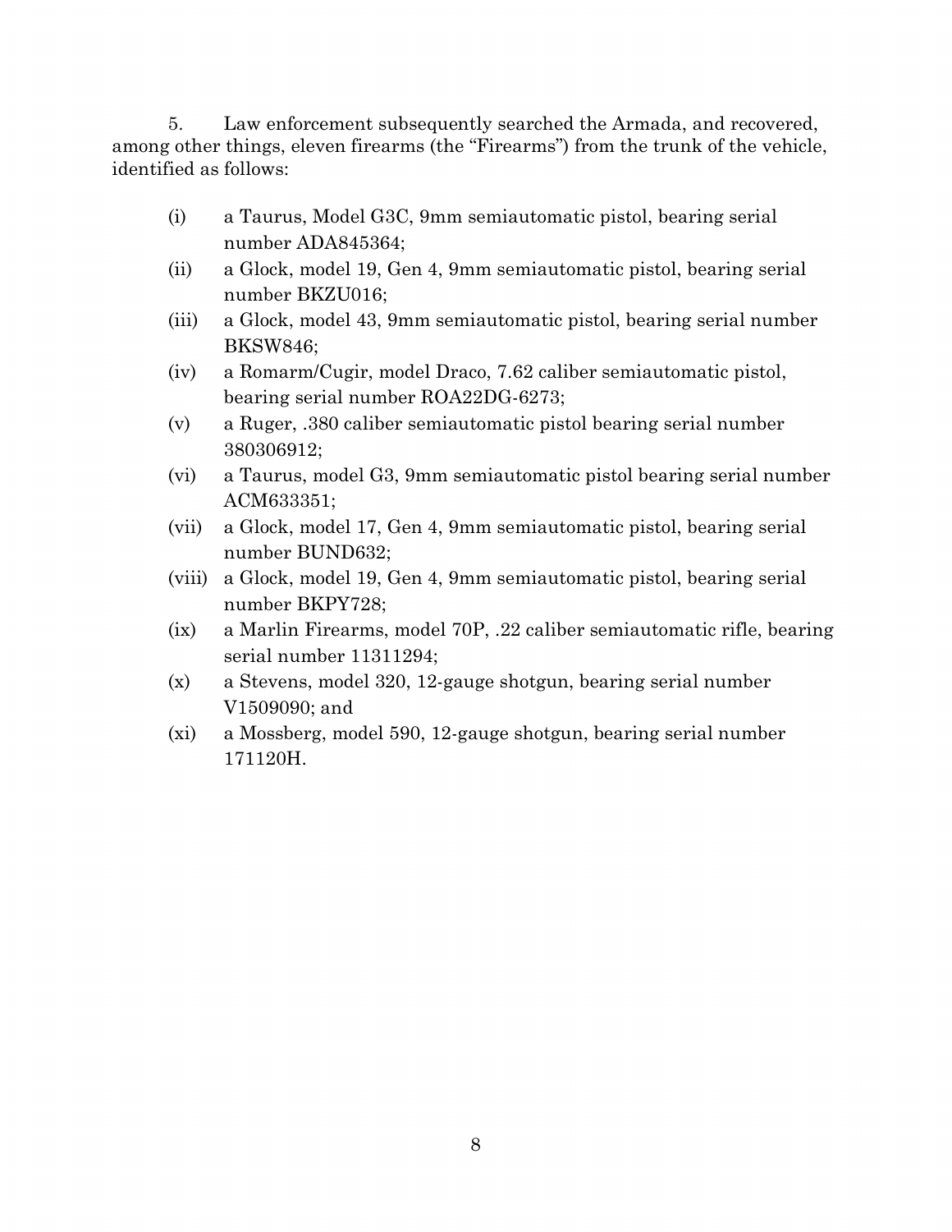5. Law enforcement subsequently searched the Armada, and recovered, among other things, eleven firearms (the "Firearms") from the trunk of the vehicle, identified as follows:

(i) a Taurus, Model G3C, 9mm semiautomatic pistol, bearing serial number ADA845364;

(ii) a Glock, model 19, Gen 4, 9mm semiautomatic pistol, bearing serial number BKZU016;

(iii) a Glock, model 43, 9mm semiautomatic pistol, bearing serial number BKSW846;

(iv) a Romarm/Cugir, model Draco, 7.62 caliber semiautomatic pistol, bearing serial number ROA22DG-6273;

(v) a Ruger, .380 caliber semiautomatic pistol bearing serial number 380306912;

(vi) a Taurus, model G3, 9mm semiautomatic pistol bearing serial number ACM633351;

(vii) a Glock, model 17, Gen 4, 9mm semiautomatic pistol, bearing serial number BUND632;

(viii) a Glock, model 19, Gen 4, 9mm semiautomatic pistol, bearing serial number BKPY728;

(ix) a Marlin Firearms, model 70P, .22 caliber semiautomatic rifle, bearing serial number 11311294;

(x) a Stevens, model 320, 12-gauge shotgun, bearing serial number V1509090; and

(xi) a Mossberg, model 590, 12-gauge shotgun, bearing serial number 171120H.